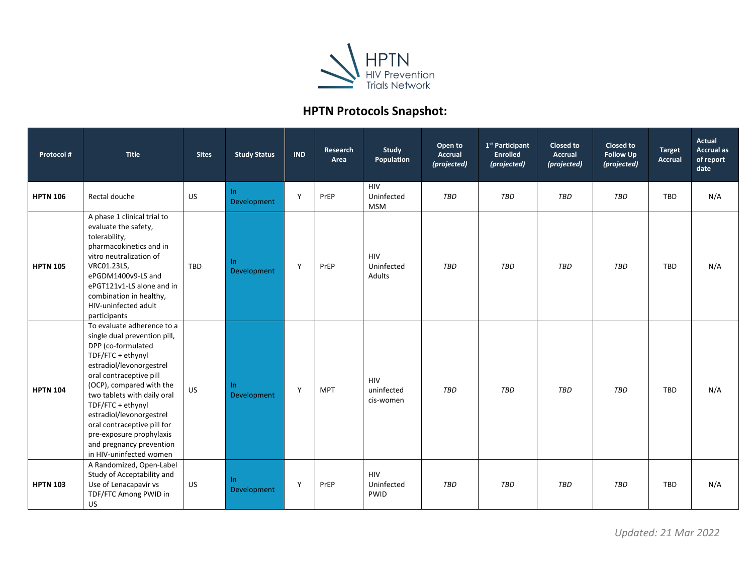HPTN
HIV Prevention
Trials Network

## HPTN Protocols Snapshot:

| Protocol # | Title | Sites | Study Status | IND | Research Area | Study Population | Open to Accrual *(projected)* | 1st Participant Enrolled *(projected)* | Closed to Accrual *(projected)* | Closed to Follow Up *(projected)* | Target Accrual | Actual Accrual as of report date |
|---|---|---|---|---|---|---|---|---|---|---|---|---|
| **HPTN 106** | Rectal douche | US | In Development | Y | PrEP | HIV Uninfected MSM | *TBD* | *TBD* | *TBD* | *TBD* | TBD | N/A |
| **HPTN 105** | A phase 1 clinical trial to evaluate the safety, tolerability, pharmacokinetics and in vitro neutralization of VRC01.23LS, ePGDM1400v9-LS and ePGT121v1-LS alone and in combination in healthy, HIV-uninfected adult participants | TBD | In Development | Y | PrEP | HIV Uninfected Adults | *TBD* | *TBD* | *TBD* | *TBD* | TBD | N/A |
| **HPTN 104** | To evaluate adherence to a single dual prevention pill, DPP (co-formulated TDF/FTC + ethynyl estradiol/levonorgestrel oral contraceptive pill (OCP), compared with the two tablets with daily oral TDF/FTC + ethynyl estradiol/levonorgestrel oral contraceptive pill for pre-exposure prophylaxis and pregnancy prevention in HIV-uninfected women | US | In Development | Y | MPT | HIV uninfected cis-women | *TBD* | *TBD* | *TBD* | *TBD* | TBD | N/A |
| **HPTN 103** | A Randomized, Open-Label Study of Acceptability and Use of Lenacapavir vs TDF/FTC Among PWID in US | US | In Development | Y | PrEP | HIV Uninfected PWID | *TBD* | *TBD* | *TBD* | *TBD* | TBD | N/A |

*Updated: 21 Mar 2022*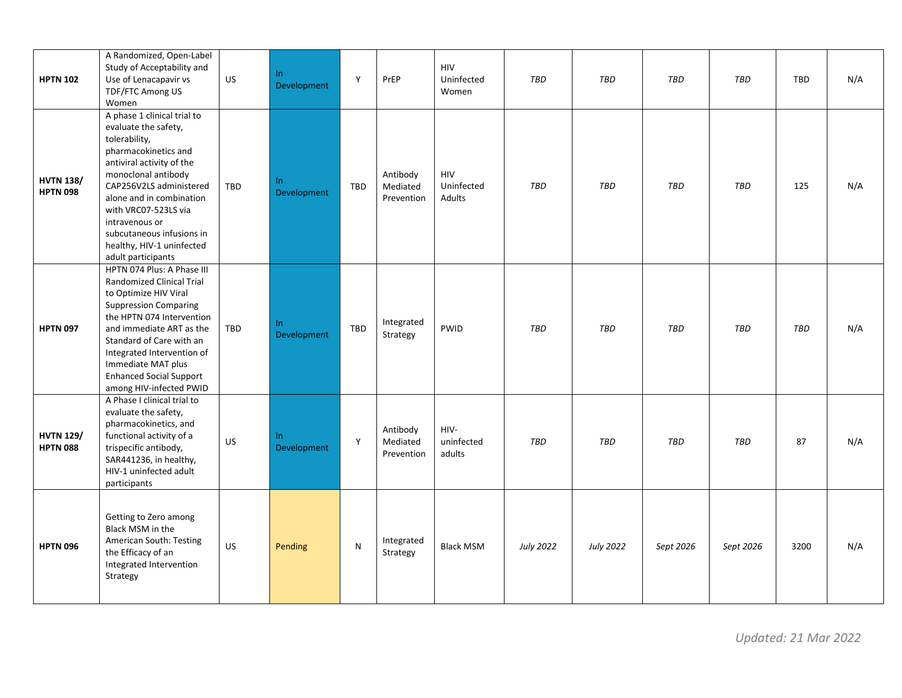| | | | | | | | | | | | | |
|---|---|---|---|---|---|---|---|---|---|---|---|---|
| **HPTN 102** | A Randomized, Open-Label Study of Acceptability and Use of Lenacapavir vs TDF/FTC Among US Women | US | In Development | Y | PrEP | HIV Uninfected Women | *TBD* | *TBD* | *TBD* | *TBD* | TBD | N/A |
| **HVTN 138/ HPTN 098** | A phase 1 clinical trial to evaluate the safety, tolerability, pharmacokinetics and antiviral activity of the monoclonal antibody CAP256V2LS administered alone and in combination with VRC07-523LS via intravenous or subcutaneous infusions in healthy, HIV-1 uninfected adult participants | TBD | In Development | TBD | Antibody Mediated Prevention | HIV Uninfected Adults | *TBD* | *TBD* | *TBD* | *TBD* | 125 | N/A |
| **HPTN 097** | HPTN 074 Plus: A Phase III Randomized Clinical Trial to Optimize HIV Viral Suppression Comparing the HPTN 074 Intervention and immediate ART as the Standard of Care with an Integrated Intervention of Immediate MAT plus Enhanced Social Support among HIV-infected PWID | TBD | In Development | TBD | Integrated Strategy | PWID | *TBD* | *TBD* | *TBD* | *TBD* | *TBD* | N/A |
| **HVTN 129/ HPTN 088** | A Phase I clinical trial to evaluate the safety, pharmacokinetics, and functional activity of a trispecific antibody, SAR441236, in healthy, HIV-1 uninfected adult participants | US | In Development | Y | Antibody Mediated Prevention | HIV-uninfected adults | *TBD* | *TBD* | *TBD* | *TBD* | 87 | N/A |
| **HPTN 096** | Getting to Zero among Black MSM in the American South: Testing the Efficacy of an Integrated Intervention Strategy | US | Pending | N | Integrated Strategy | Black MSM | *July 2022* | *July 2022* | *Sept 2026* | *Sept 2026* | 3200 | N/A |

*Updated: 21 Mar 2022*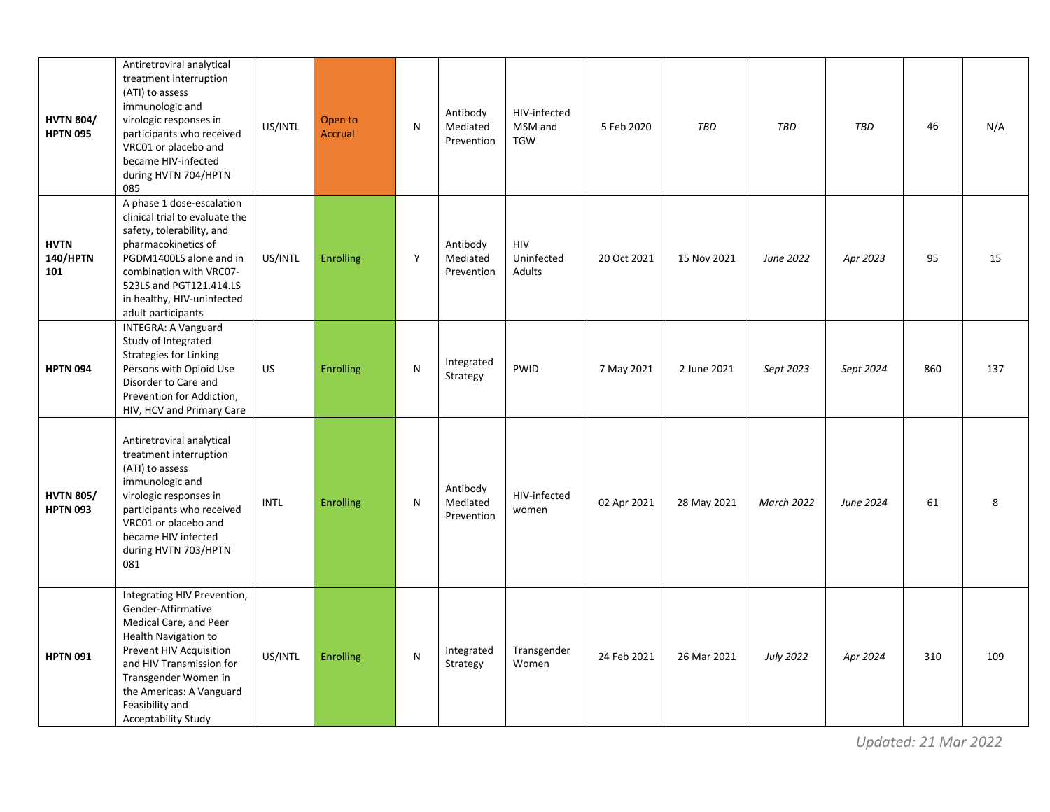| | | | | | | | | | | | | |
|---|---|---|---|---|---|---|---|---|---|---|---|---|
| **HVTN 804/ HPTN 095** | Antiretroviral analytical treatment interruption (ATI) to assess immunologic and virologic responses in participants who received VRC01 or placebo and became HIV-infected during HVTN 704/HPTN 085 | US/INTL | Open to Accrual | N | Antibody Mediated Prevention | HIV-infected MSM and TGW | 5 Feb 2020 | *TBD* | *TBD* | *TBD* | 46 | N/A |
| **HVTN 140/HPTN 101** | A phase 1 dose-escalation clinical trial to evaluate the safety, tolerability, and pharmacokinetics of PGDM1400LS alone and in combination with VRC07-523LS and PGT121.414.LS in healthy, HIV-uninfected adult participants | US/INTL | Enrolling | Y | Antibody Mediated Prevention | HIV Uninfected Adults | 20 Oct 2021 | 15 Nov 2021 | *June 2022* | *Apr 2023* | 95 | 15 |
| **HPTN 094** | INTEGRA: A Vanguard Study of Integrated Strategies for Linking Persons with Opioid Use Disorder to Care and Prevention for Addiction, HIV, HCV and Primary Care | US | Enrolling | N | Integrated Strategy | PWID | 7 May 2021 | 2 June 2021 | *Sept 2023* | *Sept 2024* | 860 | 137 |
| **HVTN 805/ HPTN 093** | Antiretroviral analytical treatment interruption (ATI) to assess immunologic and virologic responses in participants who received VRC01 or placebo and became HIV infected during HVTN 703/HPTN 081 | INTL | Enrolling | N | Antibody Mediated Prevention | HIV-infected women | 02 Apr 2021 | 28 May 2021 | *March 2022* | *June 2024* | 61 | 8 |
| **HPTN 091** | Integrating HIV Prevention, Gender-Affirmative Medical Care, and Peer Health Navigation to Prevent HIV Acquisition and HIV Transmission for Transgender Women in the Americas: A Vanguard Feasibility and Acceptability Study | US/INTL | Enrolling | N | Integrated Strategy | Transgender Women | 24 Feb 2021 | 26 Mar 2021 | *July 2022* | *Apr 2024* | 310 | 109 |

*Updated: 21 Mar 2022*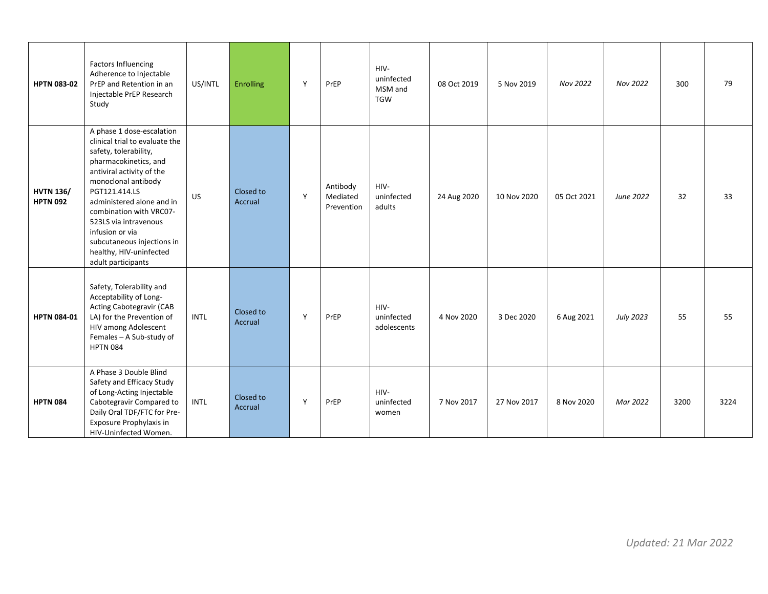| | | | | | | | | | | | | |
|---|---|---|---|---|---|---|---|---|---|---|---|---|
| **HPTN 083-02** | Factors Influencing Adherence to Injectable PrEP and Retention in an Injectable PrEP Research Study | US/INTL | Enrolling | Y | PrEP | HIV-uninfected MSM and TGW | 08 Oct 2019 | 5 Nov 2019 | *Nov 2022* | *Nov 2022* | 300 | 79 |
| **HVTN 136/ HPTN 092** | A phase 1 dose-escalation clinical trial to evaluate the safety, tolerability, pharmacokinetics, and antiviral activity of the monoclonal antibody PGT121.414.LS administered alone and in combination with VRC07-523LS via intravenous infusion or via subcutaneous injections in healthy, HIV-uninfected adult participants | US | Closed to Accrual | Y | Antibody Mediated Prevention | HIV-uninfected adults | 24 Aug 2020 | 10 Nov 2020 | 05 Oct 2021 | *June 2022* | 32 | 33 |
| **HPTN 084-01** | Safety, Tolerability and Acceptability of Long-Acting Cabotegravir (CAB LA) for the Prevention of HIV among Adolescent Females – A Sub-study of HPTN 084 | INTL | Closed to Accrual | Y | PrEP | HIV-uninfected adolescents | 4 Nov 2020 | 3 Dec 2020 | 6 Aug 2021 | *July 2023* | 55 | 55 |
| **HPTN 084** | A Phase 3 Double Blind Safety and Efficacy Study of Long-Acting Injectable Cabotegravir Compared to Daily Oral TDF/FTC for Pre-Exposure Prophylaxis in HIV-Uninfected Women. | INTL | Closed to Accrual | Y | PrEP | HIV-uninfected women | 7 Nov 2017 | 27 Nov 2017 | 8 Nov 2020 | *Mar 2022* | 3200 | 3224 |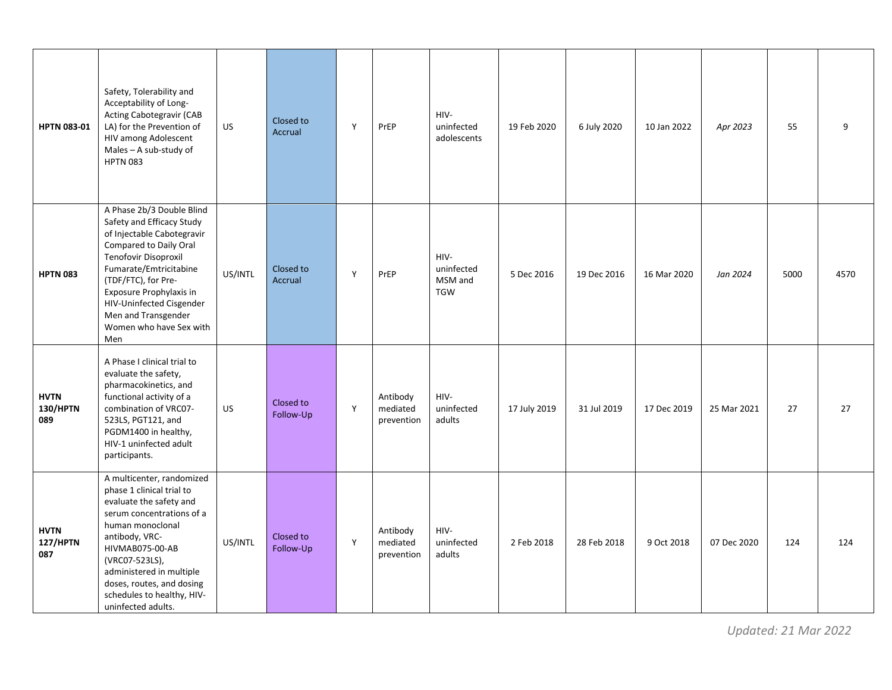| | | | | | | | | | | | | |
|---|---|---|---|---|---|---|---|---|---|---|---|---|
| **HPTN 083-01** | Safety, Tolerability and Acceptability of Long-Acting Cabotegravir (CAB LA) for the Prevention of HIV among Adolescent Males – A sub-study of HPTN 083 | US | Closed to Accrual | Y | PrEP | HIV-uninfected adolescents | 19 Feb 2020 | 6 July 2020 | 10 Jan 2022 | *Apr 2023* | 55 | 9 |
| **HPTN 083** | A Phase 2b/3 Double Blind Safety and Efficacy Study of Injectable Cabotegravir Compared to Daily Oral Tenofovir Disoproxil Fumarate/Emtricitabine (TDF/FTC), for Pre-Exposure Prophylaxis in HIV-Uninfected Cisgender Men and Transgender Women who have Sex with Men | US/INTL | Closed to Accrual | Y | PrEP | HIV-uninfected MSM and TGW | 5 Dec 2016 | 19 Dec 2016 | 16 Mar 2020 | *Jan 2024* | 5000 | 4570 |
| **HVTN 130/HPTN 089** | A Phase I clinical trial to evaluate the safety, pharmacokinetics, and functional activity of a combination of VRC07-523LS, PGT121, and PGDM1400 in healthy, HIV-1 uninfected adult participants. | US | Closed to Follow-Up | Y | Antibody mediated prevention | HIV-uninfected adults | 17 July 2019 | 31 Jul 2019 | 17 Dec 2019 | 25 Mar 2021 | 27 | 27 |
| **HVTN 127/HPTN 087** | A multicenter, randomized phase 1 clinical trial to evaluate the safety and serum concentrations of a human monoclonal antibody, VRC-HIVMAB075-00-AB (VRC07-523LS), administered in multiple doses, routes, and dosing schedules to healthy, HIV-uninfected adults. | US/INTL | Closed to Follow-Up | Y | Antibody mediated prevention | HIV-uninfected adults | 2 Feb 2018 | 28 Feb 2018 | 9 Oct 2018 | 07 Dec 2020 | 124 | 124 |

*Updated: 21 Mar 2022*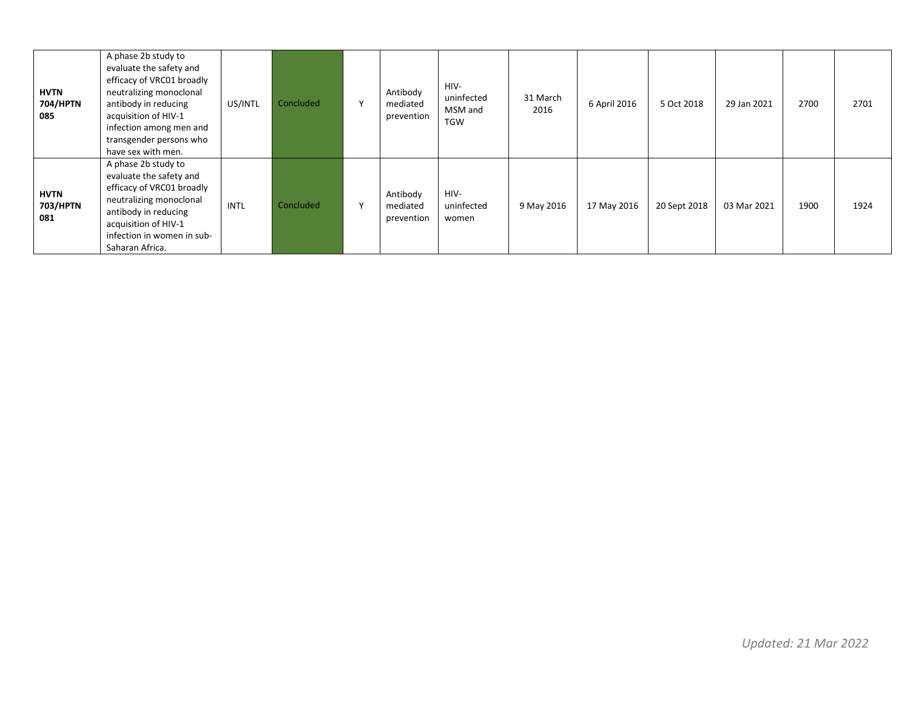| | | | | | | | | | | | | |
|---|---|---|---|---|---|---|---|---|---|---|---|---|
| **HVTN 704/HPTN 085** | A phase 2b study to evaluate the safety and efficacy of VRC01 broadly neutralizing monoclonal antibody in reducing acquisition of HIV-1 infection among men and transgender persons who have sex with men. | US/INTL | Concluded | Y | Antibody mediated prevention | HIV-uninfected MSM and TGW | 31 March 2016 | 6 April 2016 | 5 Oct 2018 | 29 Jan 2021 | 2700 | 2701 |
| **HVTN 703/HPTN 081** | A phase 2b study to evaluate the safety and efficacy of VRC01 broadly neutralizing monoclonal antibody in reducing acquisition of HIV-1 infection in women in sub-Saharan Africa. | INTL | Concluded | Y | Antibody mediated prevention | HIV-uninfected women | 9 May 2016 | 17 May 2016 | 20 Sept 2018 | 03 Mar 2021 | 1900 | 1924 |

*Updated: 21 Mar 2022*